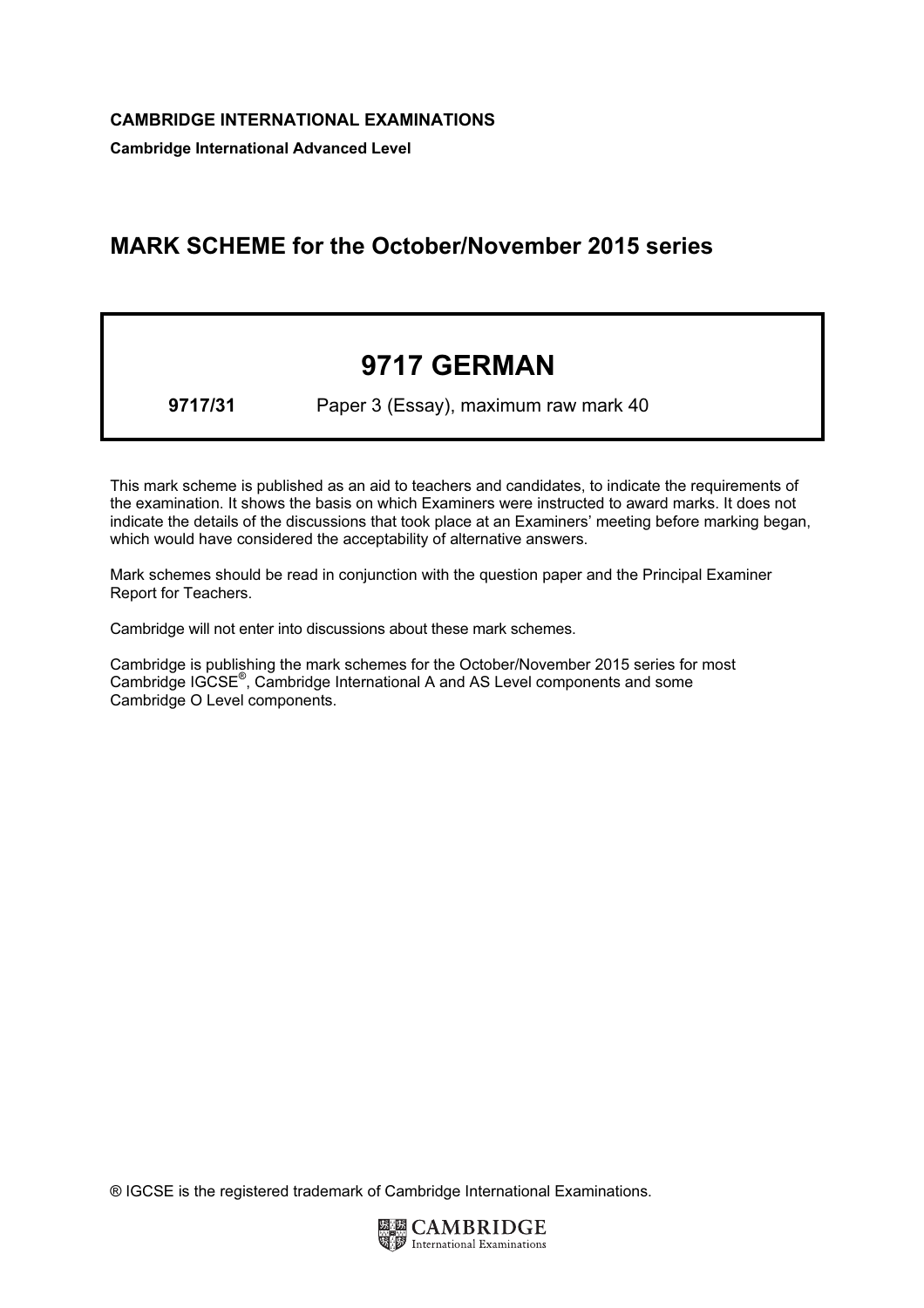**CAMBRIDGE INTERNATIONAL EXAMINATIONS**

**Cambridge International Advanced Level**

# MARK SCHEME for the October/November 2015 series

## 9717 GERMAN

**9717/31** Paper 3 (Essay), maximum raw mark 40

This mark scheme is published as an aid to teachers and candidates, to indicate the requirements of the examination. It shows the basis on which Examiners were instructed to award marks. It does not indicate the details of the discussions that took place at an Examiners' meeting before marking began, which would have considered the acceptability of alternative answers.

Mark schemes should be read in conjunction with the question paper and the Principal Examiner Report for Teachers.

Cambridge will not enter into discussions about these mark schemes.

Cambridge is publishing the mark schemes for the October/November 2015 series for most Cambridge IGCSE®, Cambridge International A and AS Level components and some Cambridge O Level components.

® IGCSE is the registered trademark of Cambridge International Examinations.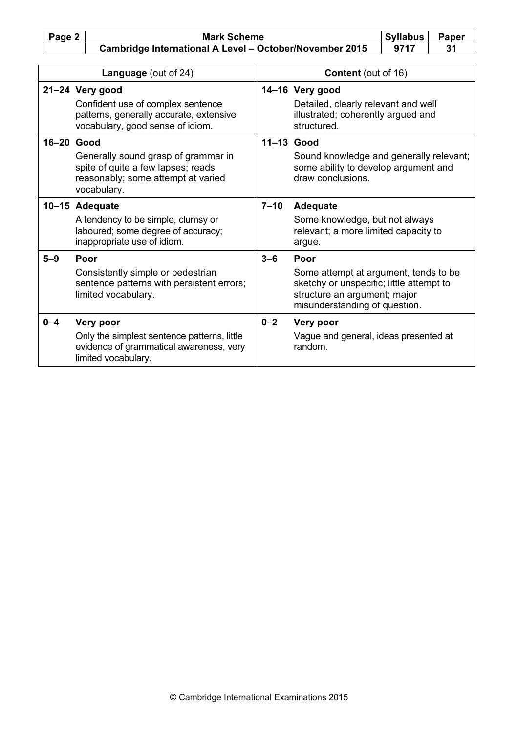| Language (out of 24) | | Content (out of 16) | |
|---|---|---|---|
| **21–24** | **Very good**<br>Confident use of complex sentence patterns, generally accurate, extensive vocabulary, good sense of idiom. | **14–16** | **Very good**<br>Detailed, clearly relevant and well illustrated; coherently argued and structured. |
| **16–20** | **Good**<br>Generally sound grasp of grammar in spite of quite a few lapses; reads reasonably; some attempt at varied vocabulary. | **11–13** | **Good**<br>Sound knowledge and generally relevant; some ability to develop argument and draw conclusions. |
| **10–15** | **Adequate**<br>A tendency to be simple, clumsy or laboured; some degree of accuracy; inappropriate use of idiom. | **7–10** | **Adequate**<br>Some knowledge, but not always relevant; a more limited capacity to argue. |
| **5–9** | **Poor**<br>Consistently simple or pedestrian sentence patterns with persistent errors; limited vocabulary. | **3–6** | **Poor**<br>Some attempt at argument, tends to be sketchy or unspecific; little attempt to structure an argument; major misunderstanding of question. |
| **0–4** | **Very poor**<br>Only the simplest sentence patterns, little evidence of grammatical awareness, very limited vocabulary. | **0–2** | **Very poor**<br>Vague and general, ideas presented at random. |